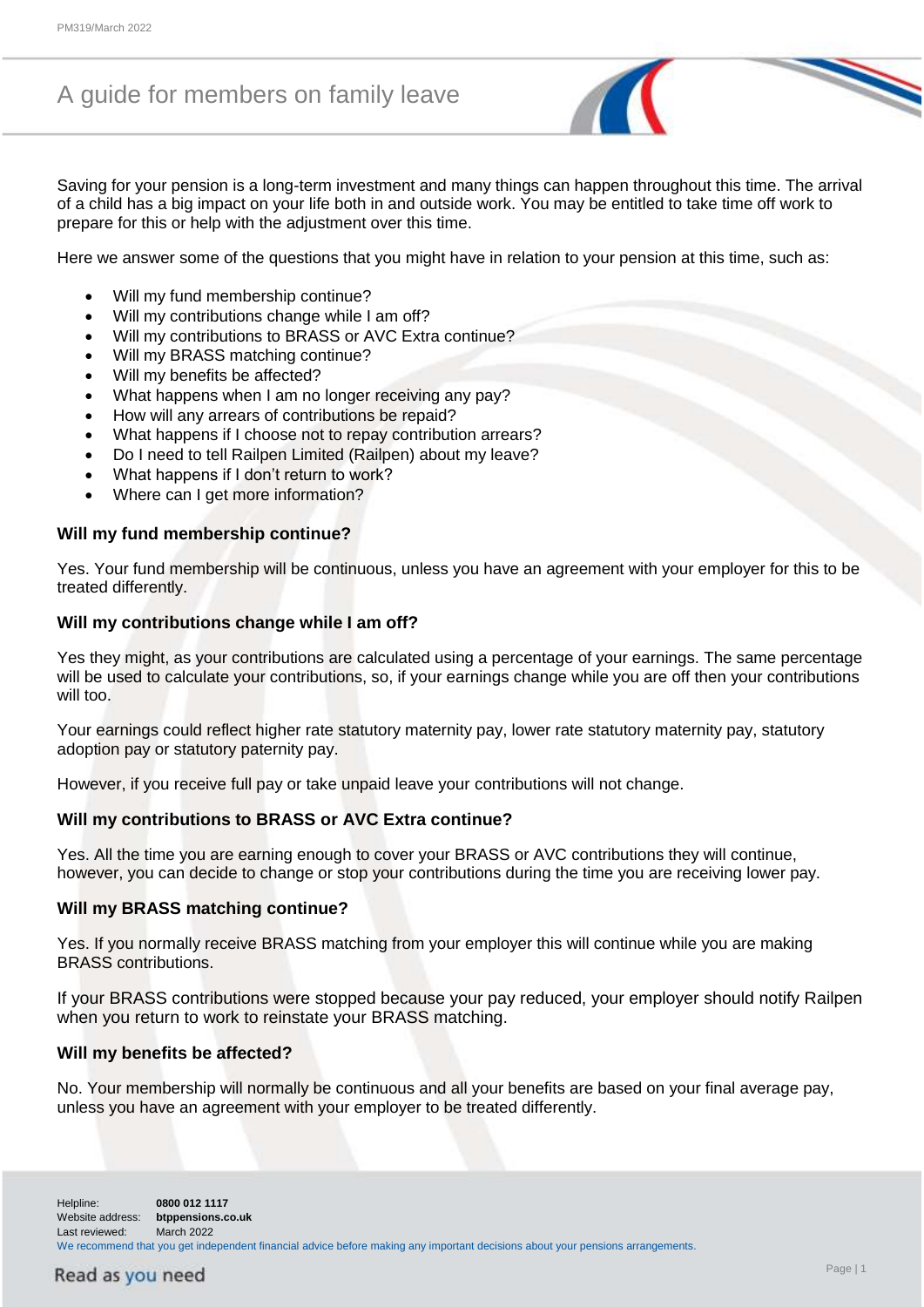# A guide for members on family leave

Saving for your pension is a long-term investment and many things can happen throughout this time. The arrival of a child has a big impact on your life both in and outside work. You may be entitled to take time off work to prepare for this or help with the adjustment over this time.

Here we answer some of the questions that you might have in relation to your pension at this time, such as:

- Will my fund membership continue?
- Will my contributions change while I am off?
- Will my contributions to BRASS or AVC Extra continue?
- Will my BRASS matching continue?
- Will my benefits be affected?
- What happens when I am no longer receiving any pay?
- How will any arrears of contributions be repaid?
- What happens if I choose not to repay contribution arrears?
- Do I need to tell Railpen Limited (Railpen) about my leave?
- What happens if I don't return to work?
- Where can I get more information?

### Will my fund membership continue?

Yes. Your fund membership will be continuous, unless you have an agreement with your employer for this to be treated differently.

### Will my contributions change while I am off?

Yes they might, as your contributions are calculated using a percentage of your earnings. The same percentage will be used to calculate your contributions, so, if your earnings change while you are off then your contributions will too.

Your earnings could reflect higher rate statutory maternity pay, lower rate statutory maternity pay, statutory adoption pay or statutory paternity pay.

However, if you receive full pay or take unpaid leave your contributions will not change.

### Will my contributions to BRASS or AVC Extra continue?

Yes. All the time you are earning enough to cover your BRASS or AVC contributions they will continue, however, you can decide to change or stop your contributions during the time you are receiving lower pay.

### Will my BRASS matching continue?

Yes. If you normally receive BRASS matching from your employer this will continue while you are making BRASS contributions.

If your BRASS contributions were stopped because your pay reduced, your employer should notify Railpen when you return to work to reinstate your BRASS matching.

### Will my benefits be affected?

No. Your membership will normally be continuous and all your benefits are based on your final average pay, unless you have an agreement with your employer to be treated differently.

Helpline: **0800 012 1117**
Website address: **btppensions.co.uk**
Last reviewed: March 2022
We recommend that you get independent financial advice before making any important decisions about your pensions arrangements.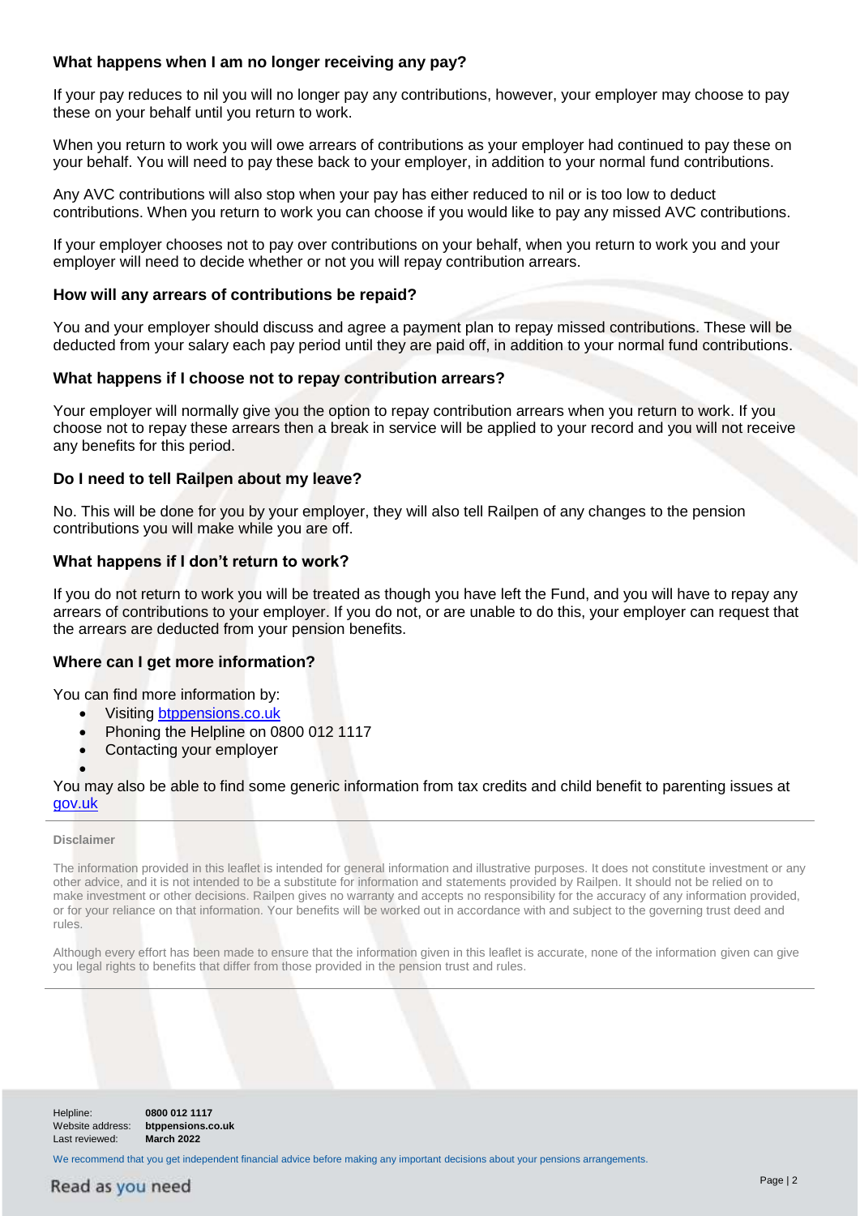### What happens when I am no longer receiving any pay?

If your pay reduces to nil you will no longer pay any contributions, however, your employer may choose to pay these on your behalf until you return to work.

When you return to work you will owe arrears of contributions as your employer had continued to pay these on your behalf. You will need to pay these back to your employer, in addition to your normal fund contributions.

Any AVC contributions will also stop when your pay has either reduced to nil or is too low to deduct contributions. When you return to work you can choose if you would like to pay any missed AVC contributions.

If your employer chooses not to pay over contributions on your behalf, when you return to work you and your employer will need to decide whether or not you will repay contribution arrears.

### How will any arrears of contributions be repaid?

You and your employer should discuss and agree a payment plan to repay missed contributions. These will be deducted from your salary each pay period until they are paid off, in addition to your normal fund contributions.

### What happens if I choose not to repay contribution arrears?

Your employer will normally give you the option to repay contribution arrears when you return to work. If you choose not to repay these arrears then a break in service will be applied to your record and you will not receive any benefits for this period.

### Do I need to tell Railpen about my leave?

No. This will be done for you by your employer, they will also tell Railpen of any changes to the pension contributions you will make while you are off.

### What happens if I don't return to work?

If you do not return to work you will be treated as though you have left the Fund, and you will have to repay any arrears of contributions to your employer. If you do not, or are unable to do this, your employer can request that the arrears are deducted from your pension benefits.

### Where can I get more information?

You can find more information by:

- Visiting btppensions.co.uk
- Phoning the Helpline on 0800 012 1117
- Contacting your employer

You may also be able to find some generic information from tax credits and child benefit to parenting issues at gov.uk

---

**Disclaimer**

The information provided in this leaflet is intended for general information and illustrative purposes. It does not constitute investment or any other advice, and it is not intended to be a substitute for information and statements provided by Railpen. It should not be relied on to make investment or other decisions. Railpen gives no warranty and accepts no responsibility for the accuracy of any information provided, or for your reliance on that information. Your benefits will be worked out in accordance with and subject to the governing trust deed and rules.

Although every effort has been made to ensure that the information given in this leaflet is accurate, none of the information given can give you legal rights to benefits that differ from those provided in the pension trust and rules.

---

Helpline: **0800 012 1117**
Website address: **btppensions.co.uk**
Last reviewed: **March 2022**

We recommend that you get independent financial advice before making any important decisions about your pensions arrangements.

Read as you need